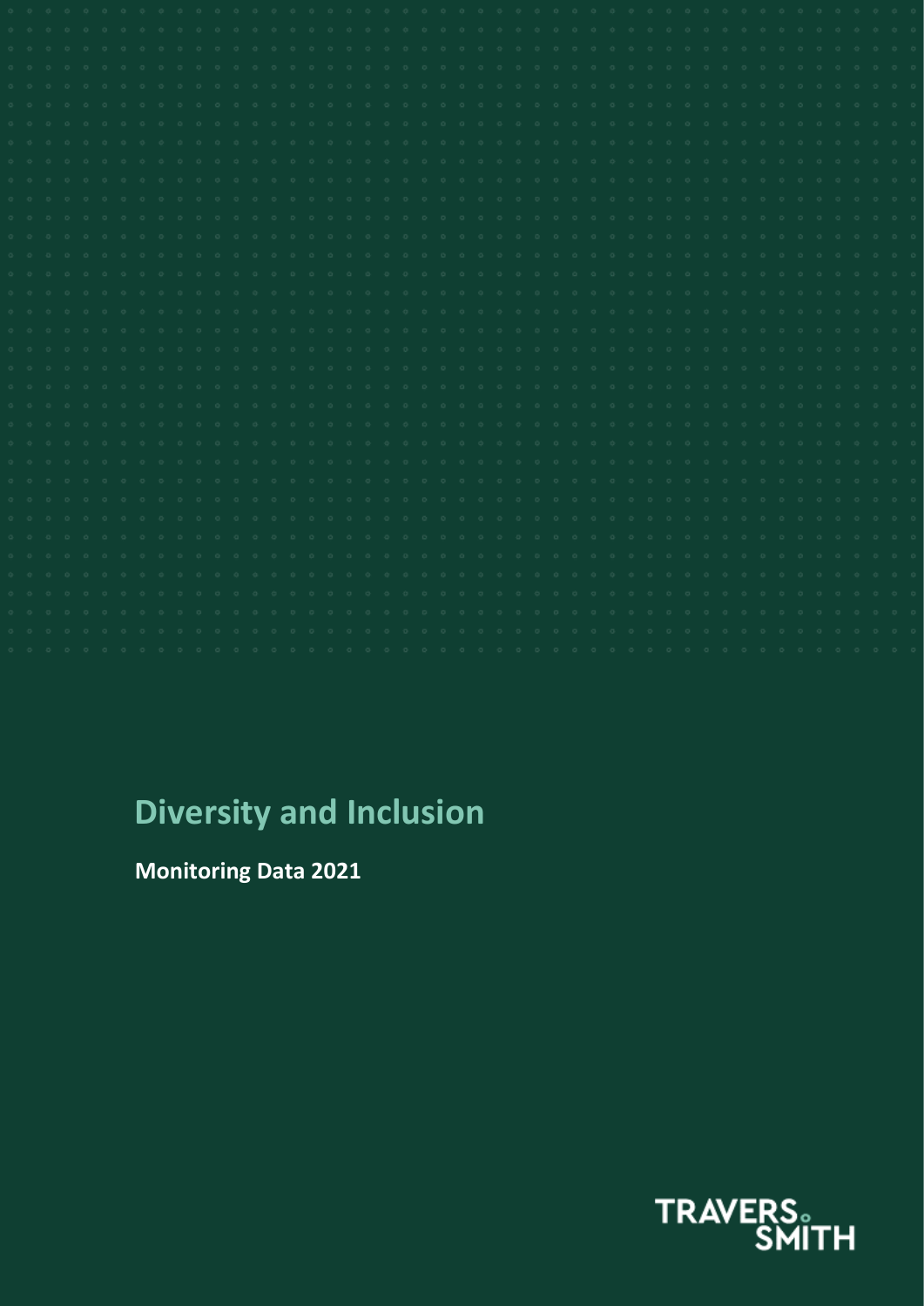# Diversity and Inclusion

**Monitoring Data 2021**

TRAVERS SMITH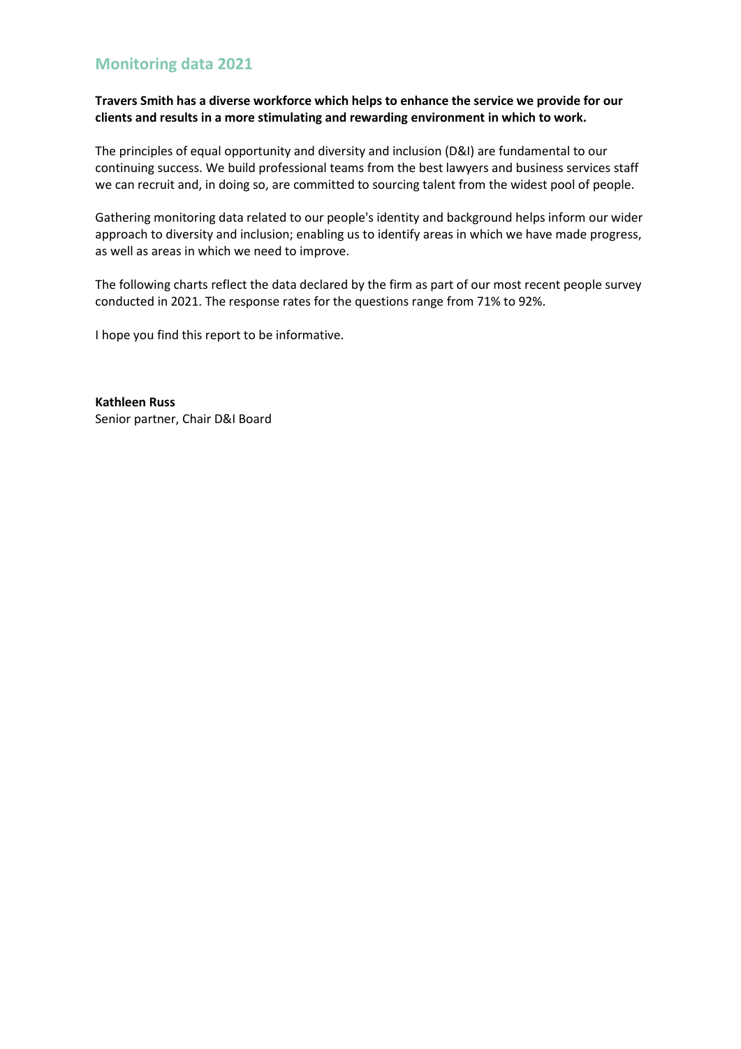## Monitoring data 2021

**Travers Smith has a diverse workforce which helps to enhance the service we provide for our clients and results in a more stimulating and rewarding environment in which to work.**

The principles of equal opportunity and diversity and inclusion (D&I) are fundamental to our continuing success. We build professional teams from the best lawyers and business services staff we can recruit and, in doing so, are committed to sourcing talent from the widest pool of people.

Gathering monitoring data related to our people's identity and background helps inform our wider approach to diversity and inclusion; enabling us to identify areas in which we have made progress, as well as areas in which we need to improve.

The following charts reflect the data declared by the firm as part of our most recent people survey conducted in 2021. The response rates for the questions range from 71% to 92%.

I hope you find this report to be informative.

**Kathleen Russ**
Senior partner, Chair D&I Board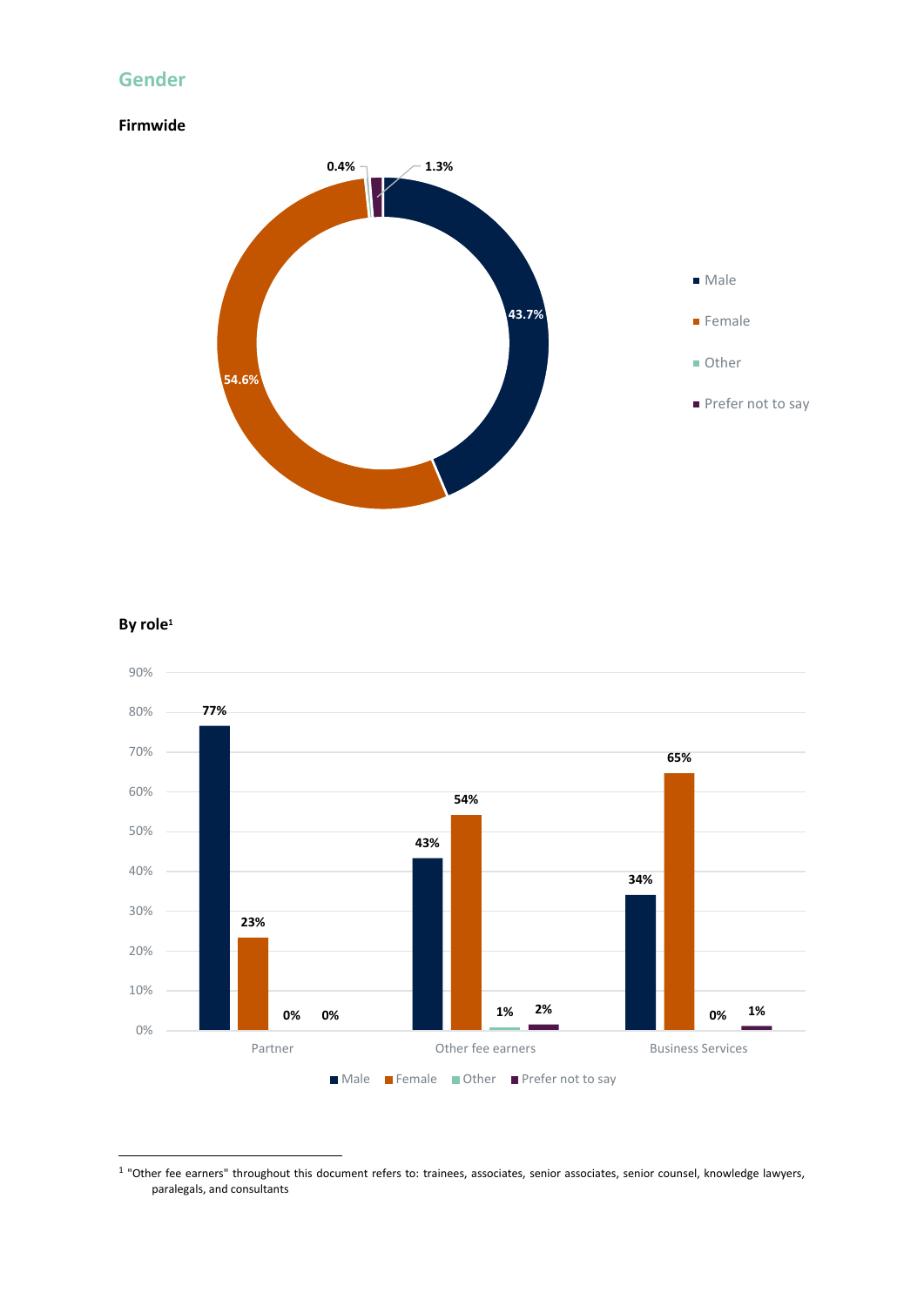## Gender

### Firmwide

| Gender | Percentage |
|---|---|
| Male | 43.7% |
| Female | 54.6% |
| Other | 0.4% |
| Prefer not to say | 1.3% |

### By role[1]

| Role | Male | Female | Other | Prefer not to say |
|---|---|---|---|---|
| Partner | 77% | 23% | 0% | 0% |
| Other fee earners | 43% | 54% | 1% | 2% |
| Business Services | 34% | 65% | 0% | 1% |

[1] "Other fee earners" throughout this document refers to: trainees, associates, senior associates, senior counsel, knowledge lawyers, paralegals, and consultants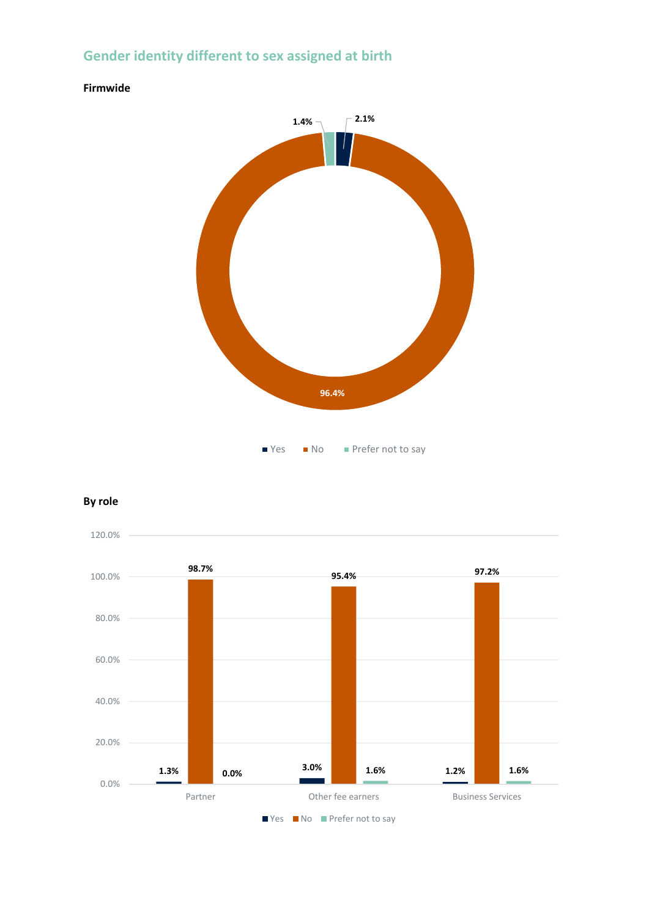## Gender identity different to sex assigned at birth

**Firmwide**

| | Yes | No | Prefer not to say |
|---|---|---|---|
| Firmwide | 2.1% | 96.4% | 1.4% |

**By role**

| Role | Yes | No | Prefer not to say |
|---|---|---|---|
| Partner | 1.3% | 98.7% | 0.0% |
| Other fee earners | 3.0% | 95.4% | 1.6% |
| Business Services | 1.2% | 97.2% | 1.6% |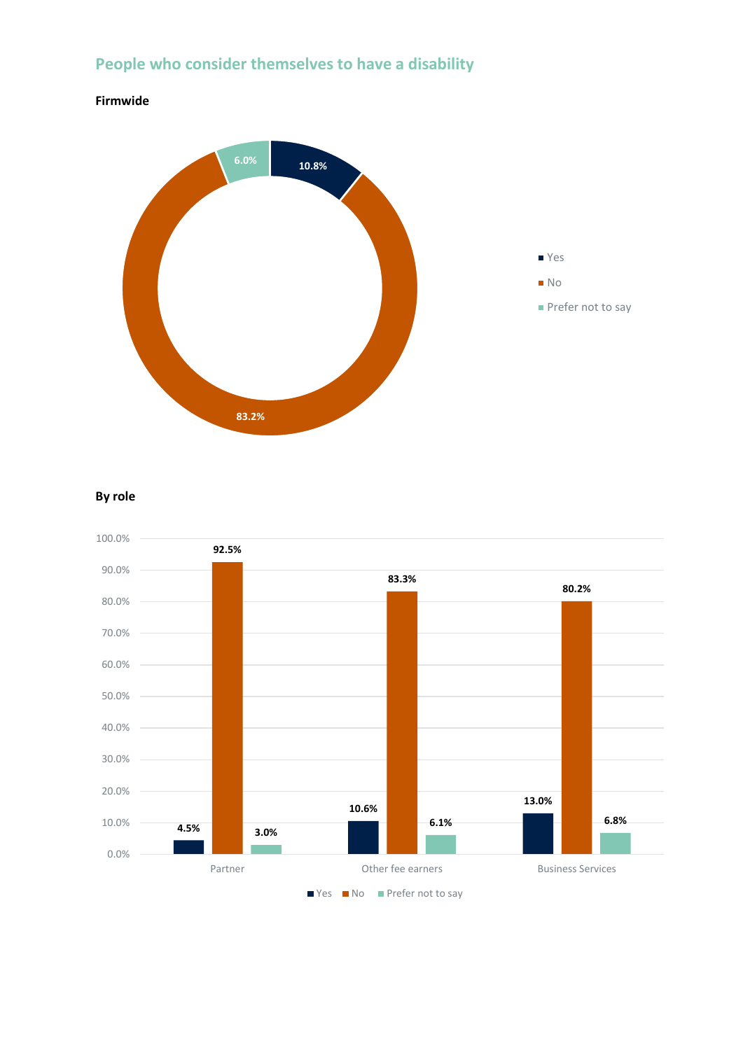## People who consider themselves to have a disability

### Firmwide

| | Percentage |
|---|---|
| Yes | 10.8% |
| No | 83.2% |
| Prefer not to say | 6.0% |

### By role

| | Yes | No | Prefer not to say |
|---|---|---|---|
| Partner | 4.5% | 92.5% | 3.0% |
| Other fee earners | 10.6% | 83.3% | 6.1% |
| Business Services | 13.0% | 80.2% | 6.8% |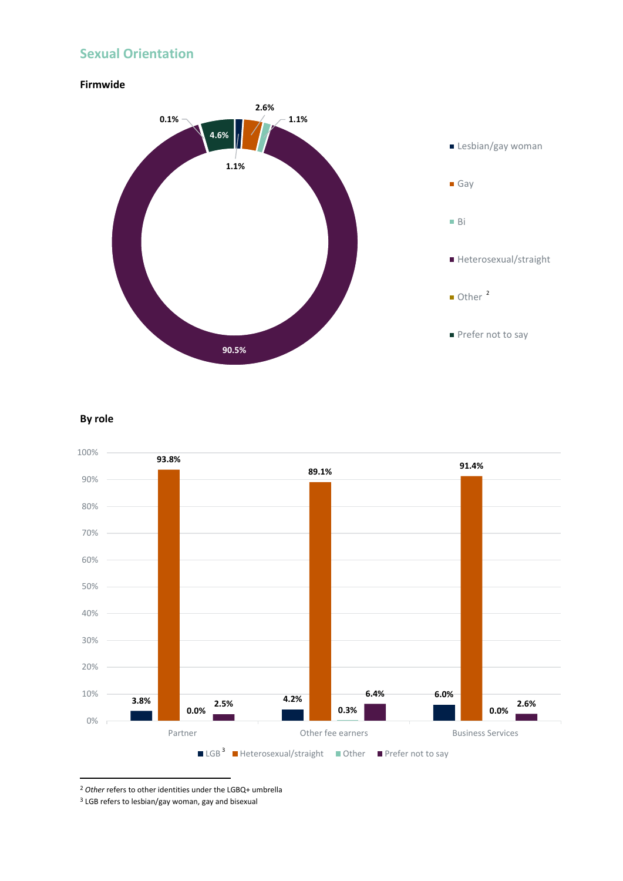## Sexual Orientation

### Firmwide

| Category | Percentage |
|---|---|
| Lesbian/gay woman | 1.1% |
| Gay | 2.6% |
| Bi | 1.1% |
| Heterosexual/straight | 90.5% |
| Other [2] | 0.1% |
| Prefer not to say | 4.6% |

### By role

| Role | LGB [3] | Heterosexual/straight | Other | Prefer not to say |
|---|---|---|---|---|
| Partner | 3.8% | 93.8% | 0.0% | 2.5% |
| Other fee earners | 4.2% | 89.1% | 0.3% | 6.4% |
| Business Services | 6.0% | 91.4% | 0.0% | 2.6% |

[2] *Other* refers to other identities under the LGBQ+ umbrella

[3] LGB refers to lesbian/gay woman, gay and bisexual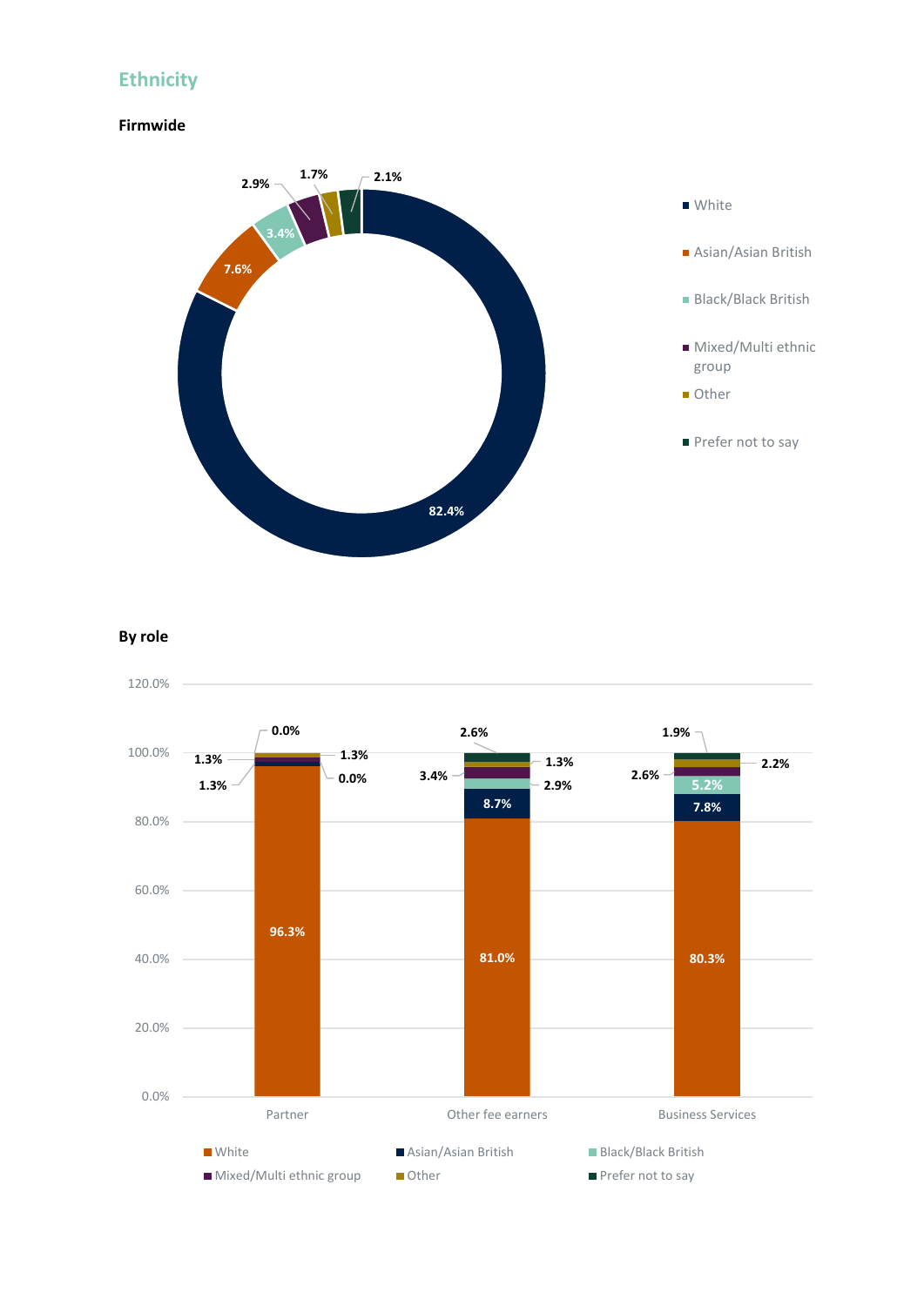## Ethnicity

### Firmwide

| Ethnicity | % |
|---|---|
| White | 82.4% |
| Asian/Asian British | 7.6% |
| Black/Black British | 3.4% |
| Mixed/Multi ethnic group | 2.9% |
| Other | 1.7% |
| Prefer not to say | 2.1% |

### By role

| Ethnicity | Partner | Other fee earners | Business Services |
|---|---|---|---|
| White | 96.3% | 81.0% | 80.3% |
| Asian/Asian British | 1.3% | 8.7% | 7.8% |
| Black/Black British | 0.0% | 2.9% | 5.2% |
| Mixed/Multi ethnic group | 1.3% | 3.4% | 2.6% |
| Other | 1.3% | 1.3% | 2.2% |
| Prefer not to say | 0.0% | 2.6% | 1.9% |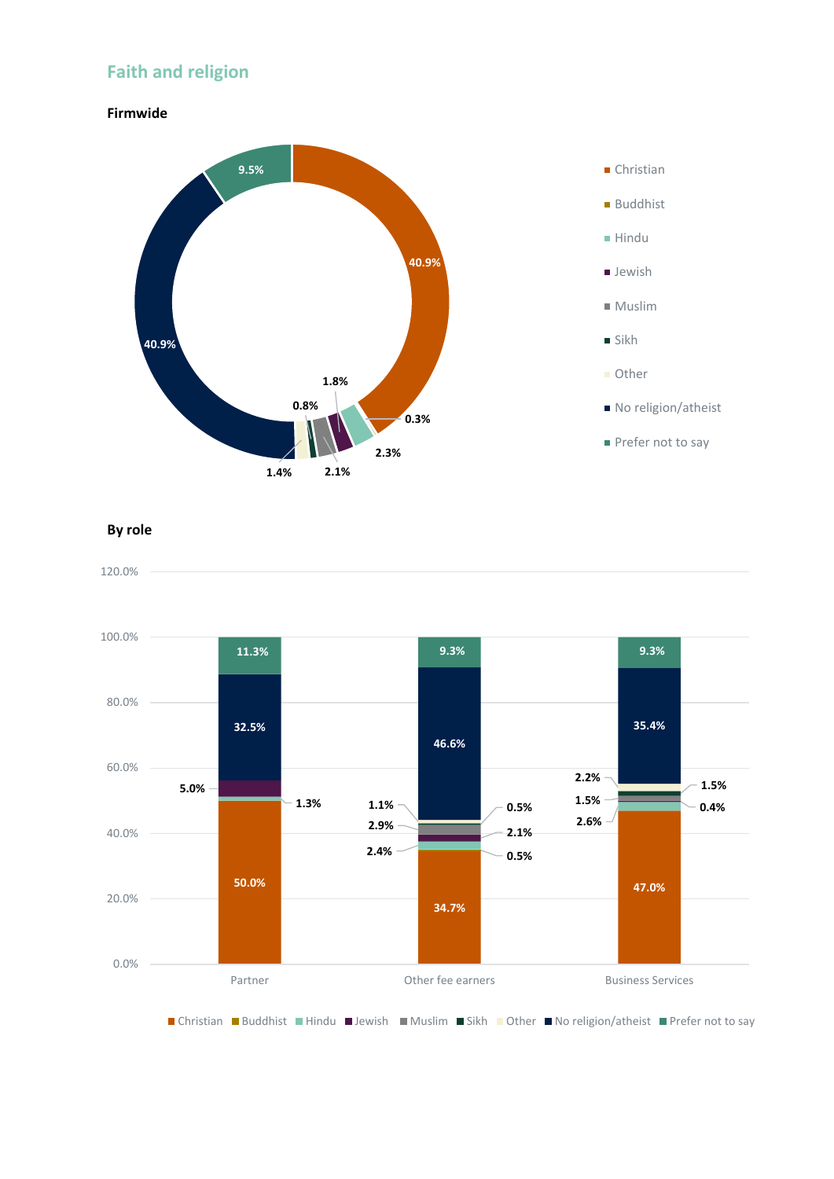## Faith and religion

### Firmwide

| Category | Percentage |
| --- | --- |
| Christian | 40.9% |
| Buddhist | 0.3% |
| Hindu | 2.3% |
| Jewish | 1.8% |
| Muslim | 2.1% |
| Sikh | 0.8% |
| Other | 1.4% |
| No religion/atheist | 40.9% |
| Prefer not to say | 9.5% |

### By role

| Category | Partner | Other fee earners | Business Services |
| --- | --- | --- | --- |
| Christian | 50.0% | 34.7% | 47.0% |
| Buddhist | | 0.5% | |
| Hindu | 1.3% | 2.4% | 2.6% |
| Jewish | 5.0% | 2.1% | 0.4% |
| Muslim | | 2.9% | 1.5% |
| Sikh | | 0.5% | 1.5% |
| Other | | 1.1% | 2.2% |
| No religion/atheist | 32.5% | 46.6% | 35.4% |
| Prefer not to say | 11.3% | 9.3% | 9.3% |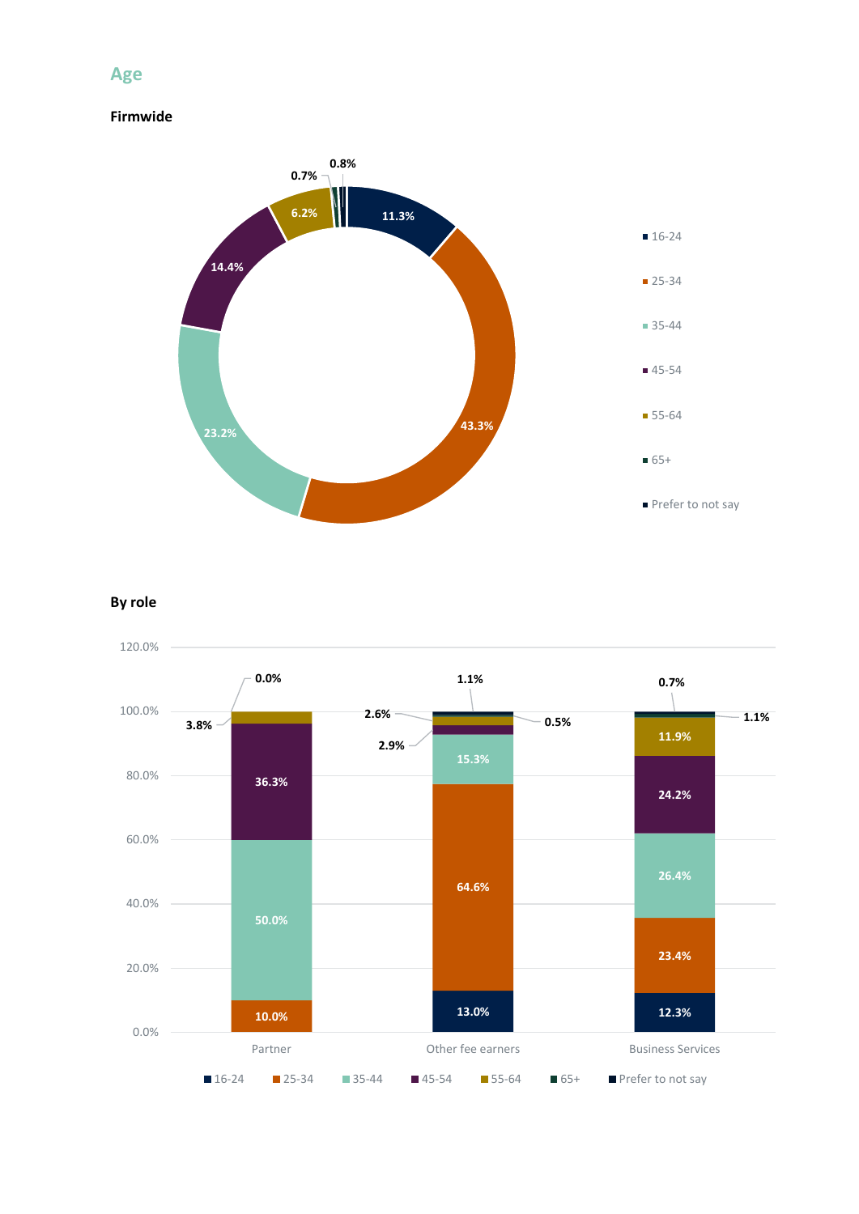## Age

### Firmwide

| Age | % |
|---|---|
| 16-24 | 11.3% |
| 25-34 | 43.3% |
| 35-44 | 23.2% |
| 45-54 | 14.4% |
| 55-64 | 6.2% |
| 65+ | 0.7% |
| Prefer to not say | 0.8% |

### By role

| Age | Partner | Other fee earners | Business Services |
|---|---|---|---|
| 16-24 | | 13.0% | 12.3% |
| 25-34 | 10.0% | 64.6% | 23.4% |
| 35-44 | 50.0% | 15.3% | 26.4% |
| 45-54 | 36.3% | 2.9% | 24.2% |
| 55-64 | 3.8% | 2.6% | 11.9% |
| 65+ | 0.0% | 0.5% | 1.1% |
| Prefer to not say | | 1.1% | 0.7% |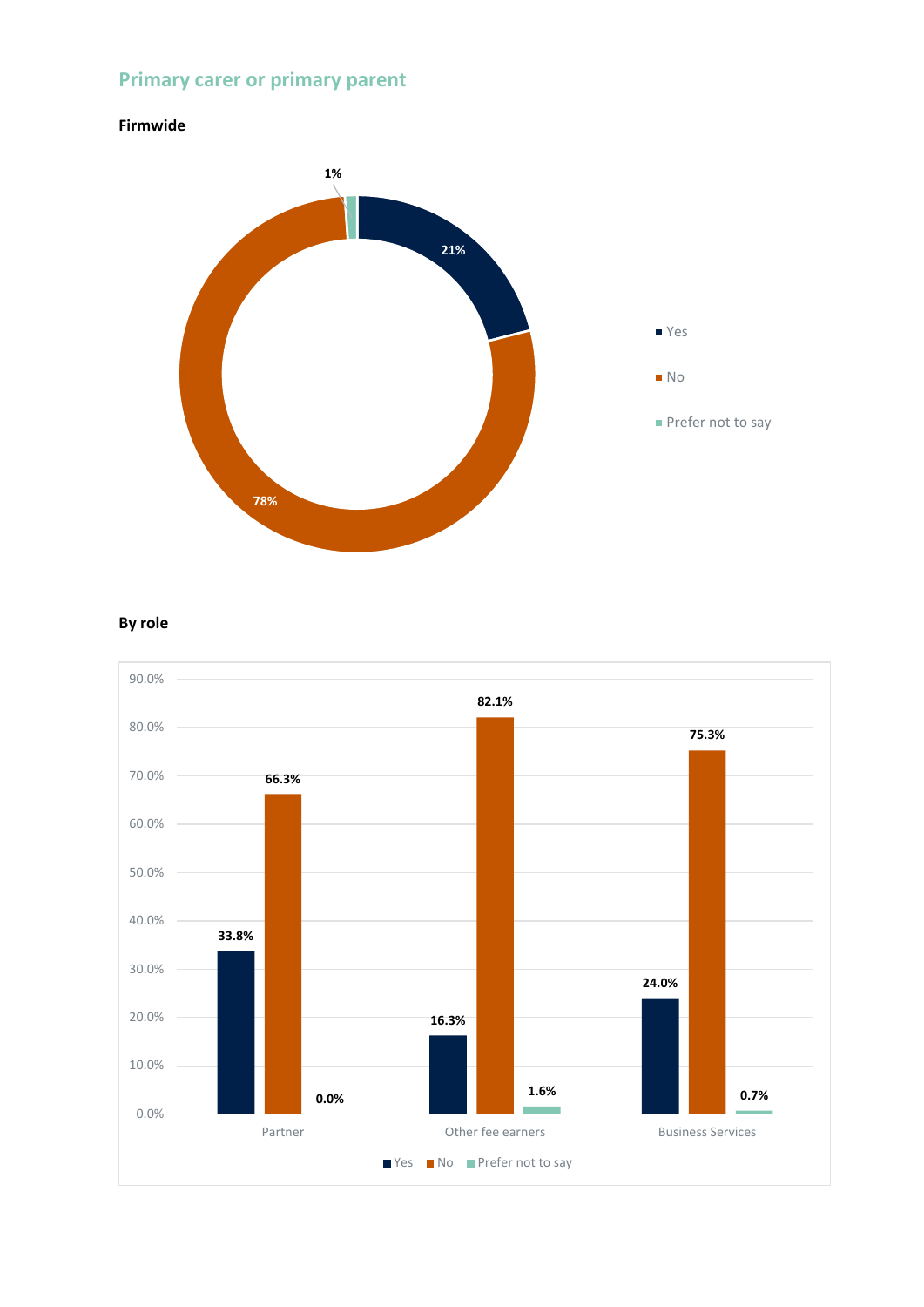## Primary carer or primary parent

### Firmwide

| Response | Percentage |
| --- | --- |
| Yes | 21% |
| No | 78% |
| Prefer not to say | 1% |

### By role

| Role | Yes | No | Prefer not to say |
| --- | --- | --- | --- |
| Partner | 33.8% | 66.3% | 0.0% |
| Other fee earners | 16.3% | 82.1% | 1.6% |
| Business Services | 24.0% | 75.3% | 0.7% |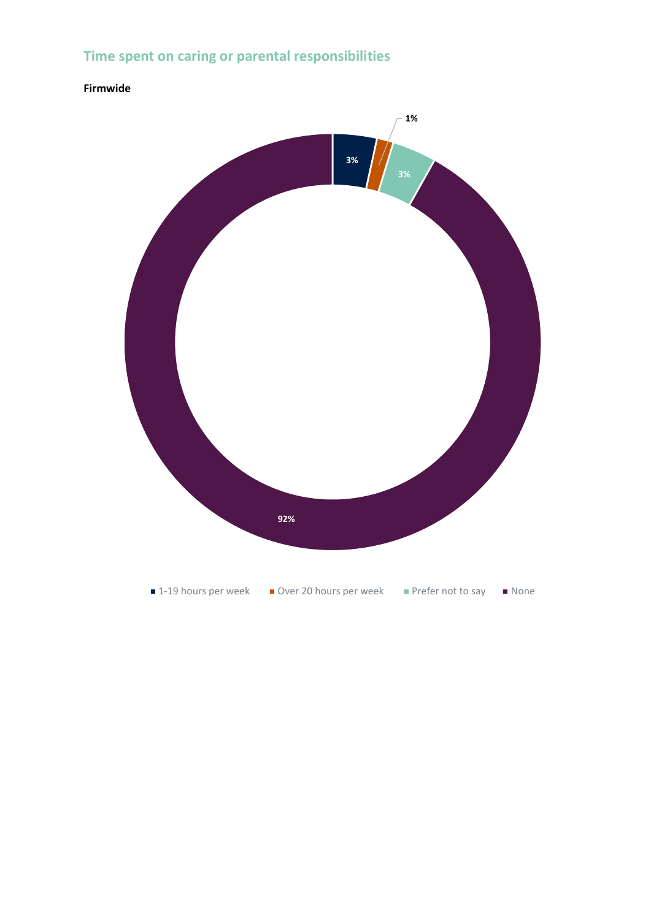## Time spent on caring or parental responsibilities

**Firmwide**

| Category | Percentage |
| --- | --- |
| 1-19 hours per week | 3% |
| Over 20 hours per week | 1% |
| Prefer not to say | 3% |
| None | 92% |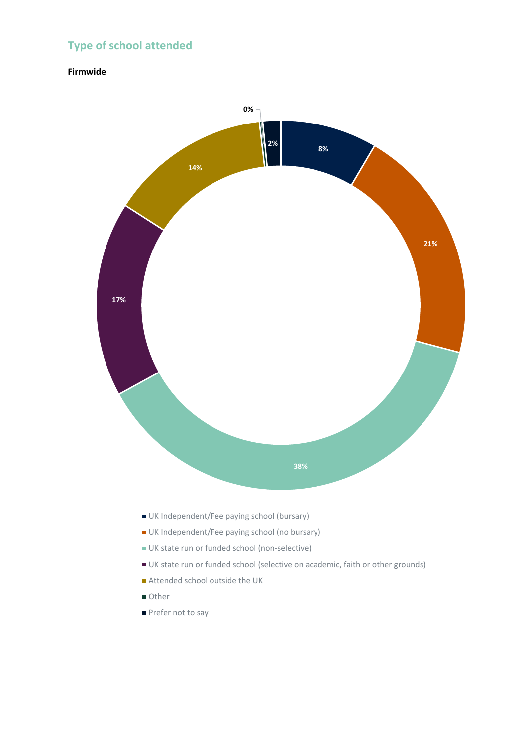## Type of school attended

**Firmwide**

| Type of school attended | % |
| --- | --- |
| UK Independent/Fee paying school (bursary) | 8% |
| UK Independent/Fee paying school (no bursary) | 21% |
| UK state run or funded school (non-selective) | 38% |
| UK state run or funded school (selective on academic, faith or other grounds) | 17% |
| Attended school outside the UK | 14% |
| Other | 0% |
| Prefer not to say | 2% |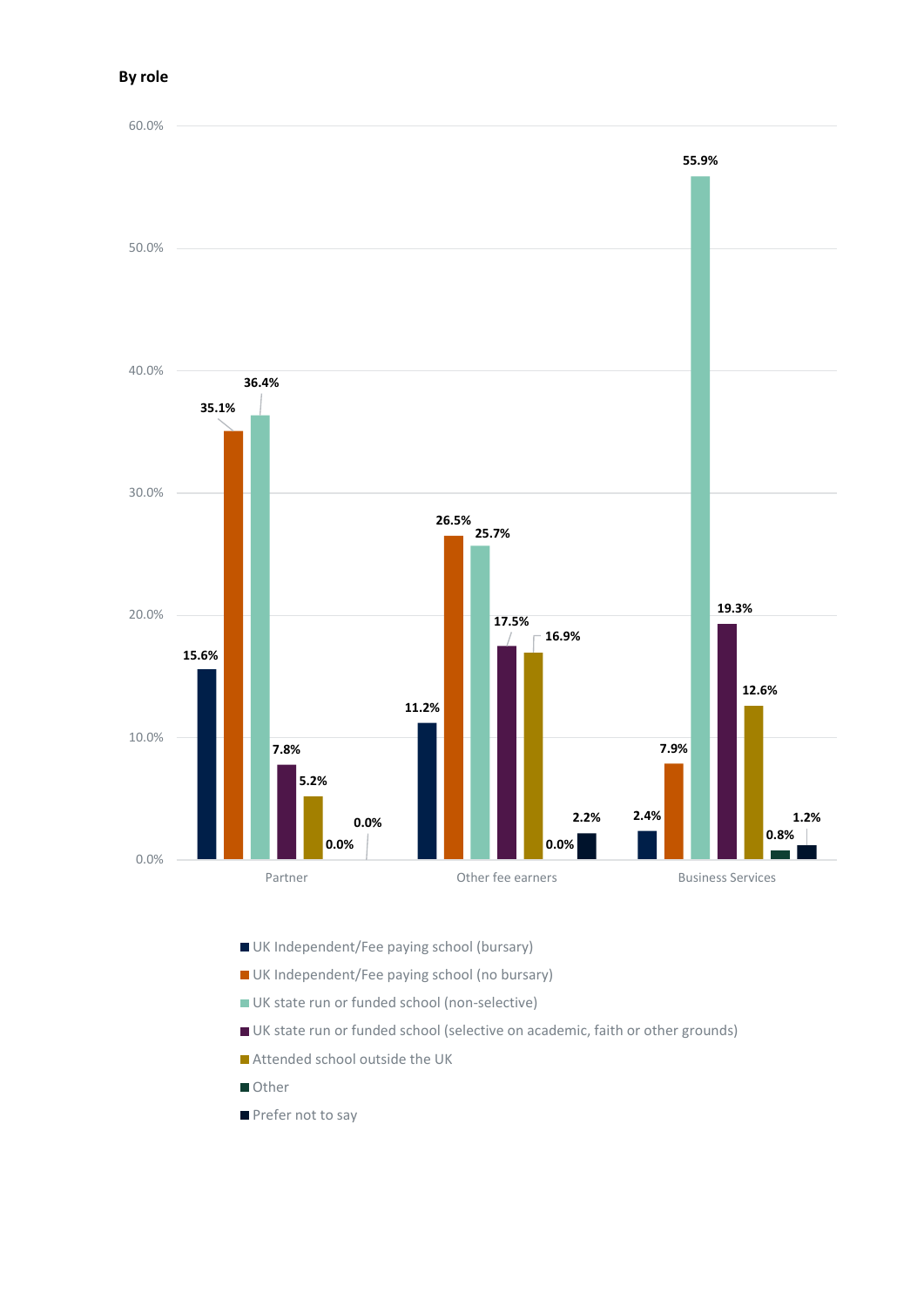**By role**

| | Partner | Other fee earners | Business Services |
|---|---|---|---|
| UK Independent/Fee paying school (bursary) | 15.6% | 11.2% | 2.4% |
| UK Independent/Fee paying school (no bursary) | 35.1% | 26.5% | 7.9% |
| UK state run or funded school (non-selective) | 36.4% | 25.7% | 55.9% |
| UK state run or funded school (selective on academic, faith or other grounds) | 7.8% | 17.5% | 19.3% |
| Attended school outside the UK | 5.2% | 16.9% | 12.6% |
| Other | 0.0% | 0.0% | 0.8% |
| Prefer not to say | 0.0% | 2.2% | 1.2% |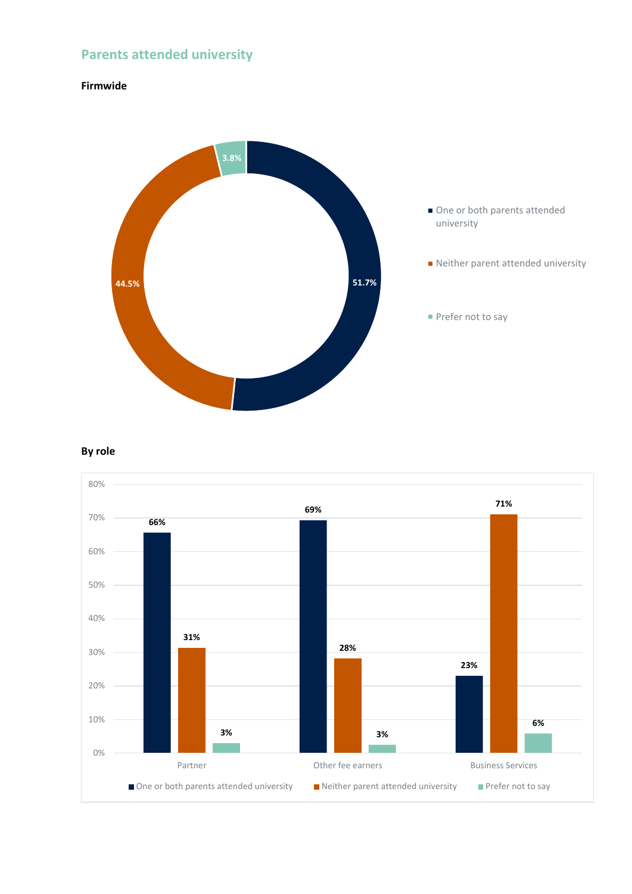## Parents attended university

### Firmwide

| Category | Percentage |
| --- | --- |
| One or both parents attended university | 51.7% |
| Neither parent attended university | 44.5% |
| Prefer not to say | 3.8% |

### By role

| Role | One or both parents attended university | Neither parent attended university | Prefer not to say |
| --- | --- | --- | --- |
| Partner | 66% | 31% | 3% |
| Other fee earners | 69% | 28% | 3% |
| Business Services | 23% | 71% | 6% |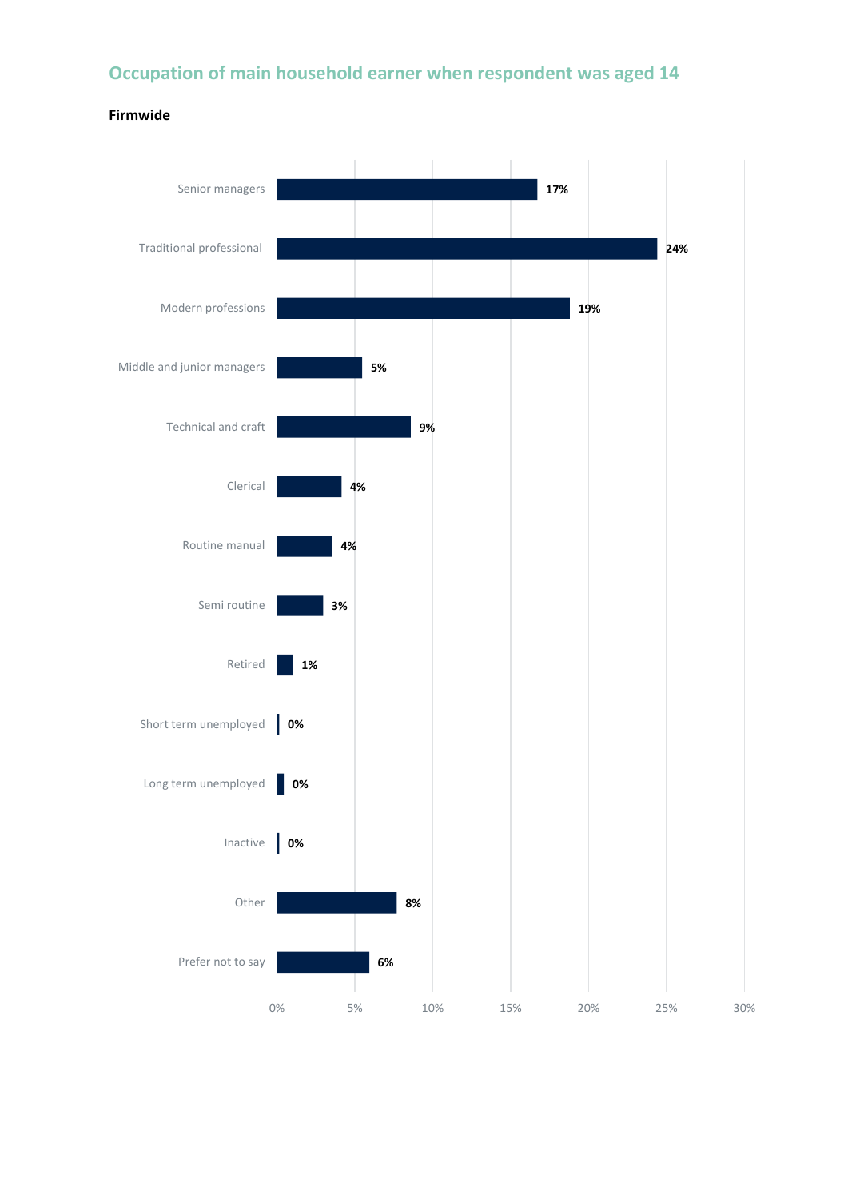## Occupation of main household earner when respondent was aged 14

**Firmwide**

| Occupation | Percentage |
|---|---|
| Senior managers | 17% |
| Traditional professional | 24% |
| Modern professions | 19% |
| Middle and junior managers | 5% |
| Technical and craft | 9% |
| Clerical | 4% |
| Routine manual | 4% |
| Semi routine | 3% |
| Retired | 1% |
| Short term unemployed | 0% |
| Long term unemployed | 0% |
| Inactive | 0% |
| Other | 8% |
| Prefer not to say | 6% |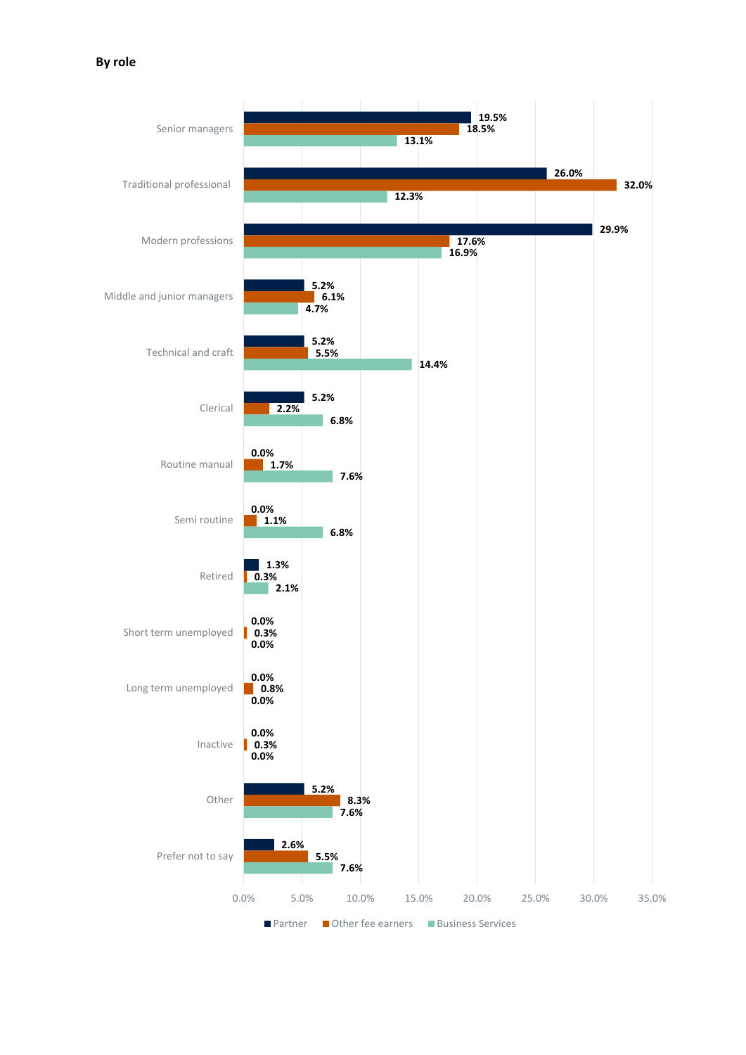**By role**

| Role | Partner | Other fee earners | Business Services |
|---|---|---|---|
| Senior managers | 19.5% | 18.5% | 13.1% |
| Traditional professional | 26.0% | 32.0% | 12.3% |
| Modern professions | 29.9% | 17.6% | 16.9% |
| Middle and junior managers | 5.2% | 6.1% | 4.7% |
| Technical and craft | 5.2% | 5.5% | 14.4% |
| Clerical | 5.2% | 2.2% | 6.8% |
| Routine manual | 0.0% | 1.7% | 7.6% |
| Semi routine | 0.0% | 1.1% | 6.8% |
| Retired | 1.3% | 0.3% | 2.1% |
| Short term unemployed | 0.0% | 0.3% | 0.0% |
| Long term unemployed | 0.0% | 0.8% | 0.0% |
| Inactive | 0.0% | 0.3% | 0.0% |
| Other | 5.2% | 8.3% | 7.6% |
| Prefer not to say | 2.6% | 5.5% | 7.6% |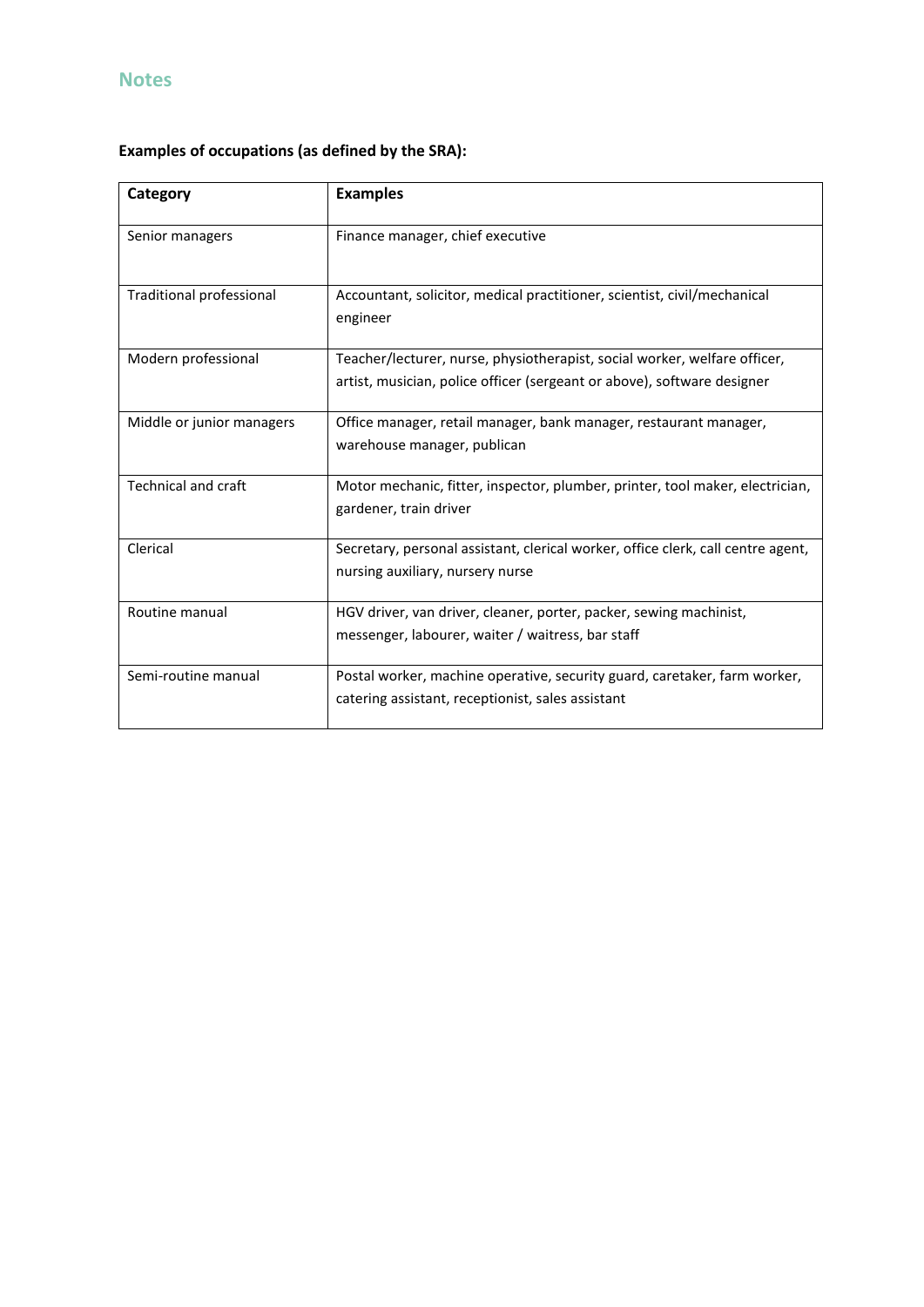## Notes

**Examples of occupations (as defined by the SRA):**

| Category | Examples |
| --- | --- |
| Senior managers | Finance manager, chief executive |
| Traditional professional | Accountant, solicitor, medical practitioner, scientist, civil/mechanical engineer |
| Modern professional | Teacher/lecturer, nurse, physiotherapist, social worker, welfare officer, artist, musician, police officer (sergeant or above), software designer |
| Middle or junior managers | Office manager, retail manager, bank manager, restaurant manager, warehouse manager, publican |
| Technical and craft | Motor mechanic, fitter, inspector, plumber, printer, tool maker, electrician, gardener, train driver |
| Clerical | Secretary, personal assistant, clerical worker, office clerk, call centre agent, nursing auxiliary, nursery nurse |
| Routine manual | HGV driver, van driver, cleaner, porter, packer, sewing machinist, messenger, labourer, waiter / waitress, bar staff |
| Semi-routine manual | Postal worker, machine operative, security guard, caretaker, farm worker, catering assistant, receptionist, sales assistant |